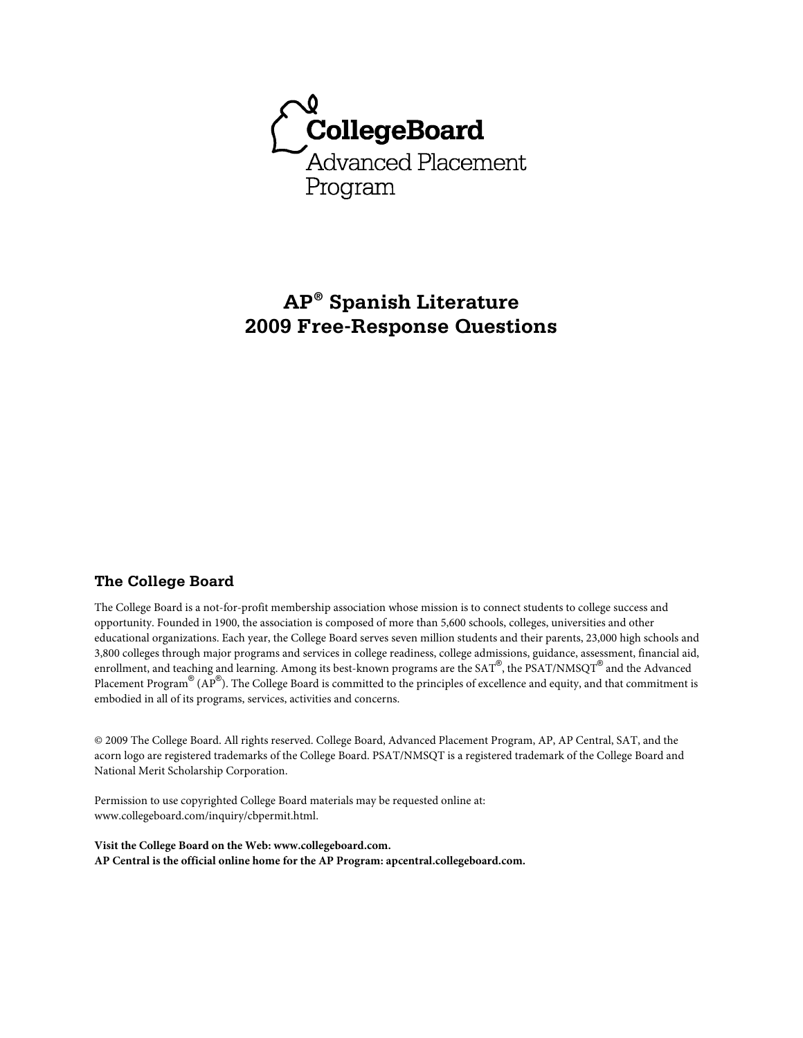CollegeBoard

Advanced Placement Program

# AP® Spanish Literature 2009 Free-Response Questions

## The College Board

The College Board is a not-for-profit membership association whose mission is to connect students to college success and opportunity. Founded in 1900, the association is composed of more than 5,600 schools, colleges, universities and other educational organizations. Each year, the College Board serves seven million students and their parents, 23,000 high schools and 3,800 colleges through major programs and services in college readiness, college admissions, guidance, assessment, financial aid, enrollment, and teaching and learning. Among its best-known programs are the SAT®, the PSAT/NMSQT® and the Advanced Placement Program® (AP®). The College Board is committed to the principles of excellence and equity, and that commitment is embodied in all of its programs, services, activities and concerns.

© 2009 The College Board. All rights reserved. College Board, Advanced Placement Program, AP, AP Central, SAT, and the acorn logo are registered trademarks of the College Board. PSAT/NMSQT is a registered trademark of the College Board and National Merit Scholarship Corporation.

Permission to use copyrighted College Board materials may be requested online at: www.collegeboard.com/inquiry/cbpermit.html.

**Visit the College Board on the Web: www.collegeboard.com.**
**AP Central is the official online home for the AP Program: apcentral.collegeboard.com.**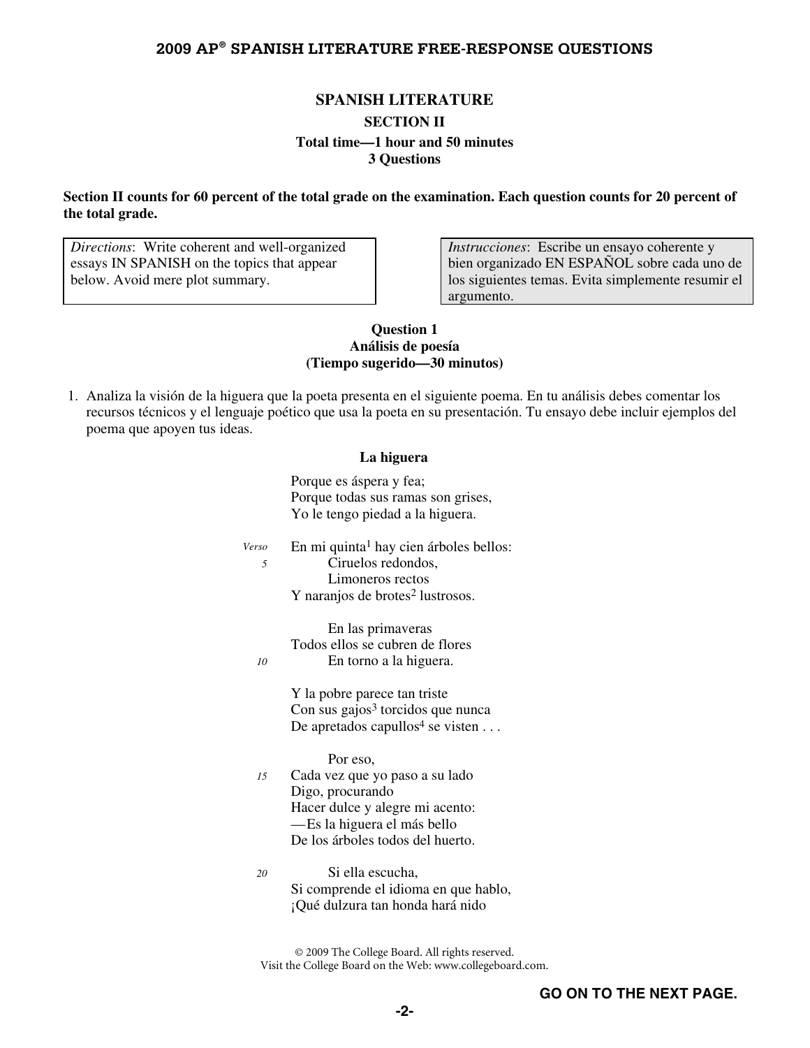# SPANISH LITERATURE

## SECTION II

**Total time—1 hour and 50 minutes**
**3 Questions**

**Section II counts for 60 percent of the total grade on the examination. Each question counts for 20 percent of the total grade.**

| *Directions*: Write coherent and well-organized essays IN SPANISH on the topics that appear below. Avoid mere plot summary. | *Instrucciones*: Escribe un ensayo coherente y bien organizado EN ESPAÑOL sobre cada uno de los siguientes temas. Evita simplemente resumir el argumento. |
|---|---|

### Question 1
**Análisis de poesía**
**(Tiempo sugerido—30 minutos)**

1. Analiza la visión de la higuera que la poeta presenta en el siguiente poema. En tu análisis debes comentar los recursos técnicos y el lenguaje poético que usa la poeta en su presentación. Tu ensayo debe incluir ejemplos del poema que apoyen tus ideas.

**La higuera**

Porque es áspera y fea;
Porque todas sus ramas son grises,
Yo le tengo piedad a la higuera.

En mi quinta[1] hay cien árboles bellos: *(Verso)*
    Ciruelos redondos, *(5)*
    Limoneros rectos
Y naranjos de brotes[2] lustrosos.

    En las primaveras
Todos ellos se cubren de flores
    En torno a la higuera. *(10)*

Y la pobre parece tan triste
Con sus gajos[3] torcidos que nunca
De apretados capullos[4] se visten . . .

    Por eso,
Cada vez que yo paso a su lado *(15)*
Digo, procurando
Hacer dulce y alegre mi acento:
—Es la higuera el más bello
De los árboles todos del huerto.

    Si ella escucha, *(20)*
Si comprende el idioma en que hablo,
¡Qué dulzura tan honda hará nido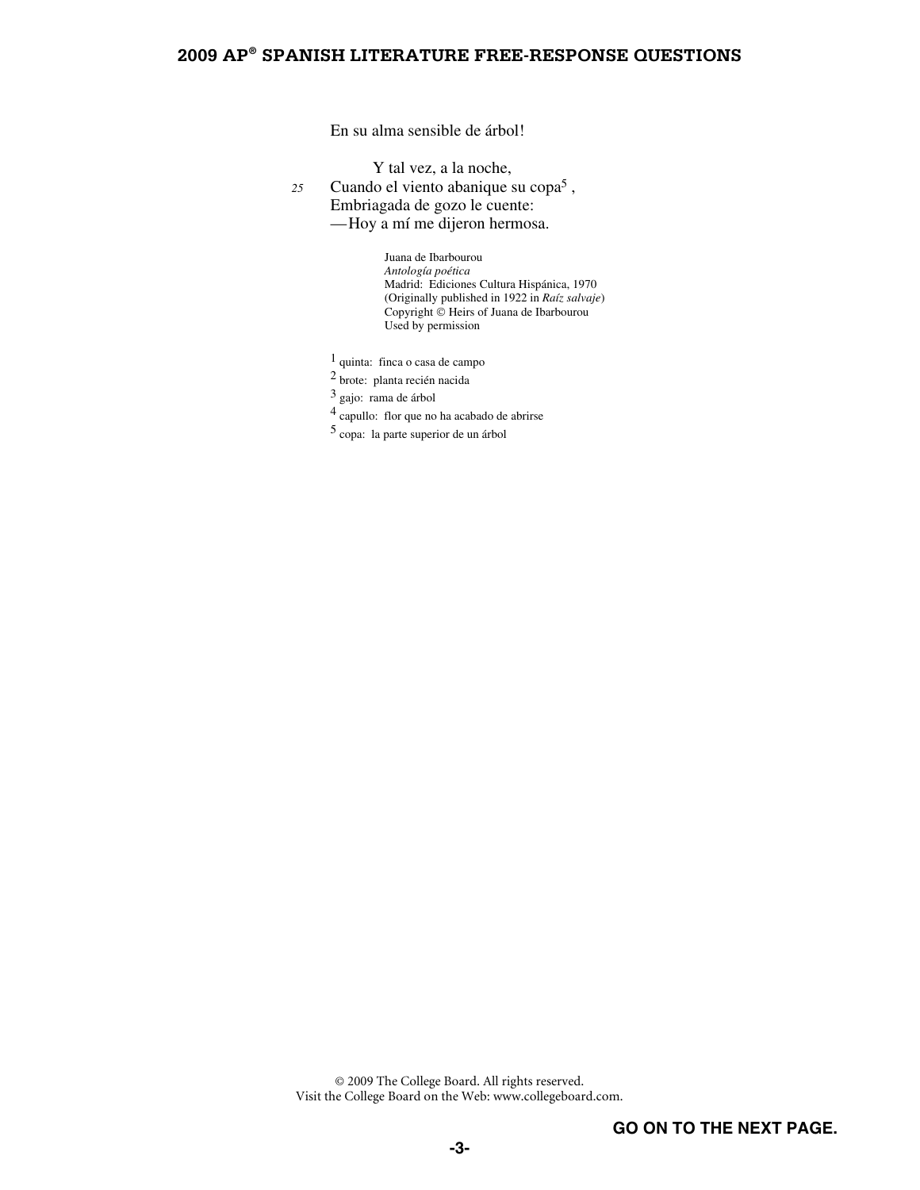En su alma sensible de árbol!

Y tal vez, a la noche,
25 Cuando el viento abanique su copa[5],
Embriagada de gozo le cuente:
—Hoy a mí me dijeron hermosa.

Juana de Ibarbourou
*Antología poética*
Madrid: Ediciones Cultura Hispánica, 1970
(Originally published in 1922 in *Raíz salvaje*)
Copyright © Heirs of Juana de Ibarbourou
Used by permission

[1] quinta: finca o casa de campo
[2] brote: planta recién nacida
[3] gajo: rama de árbol
[4] capullo: flor que no ha acabado de abrirse
[5] copa: la parte superior de un árbol

GO ON TO THE NEXT PAGE.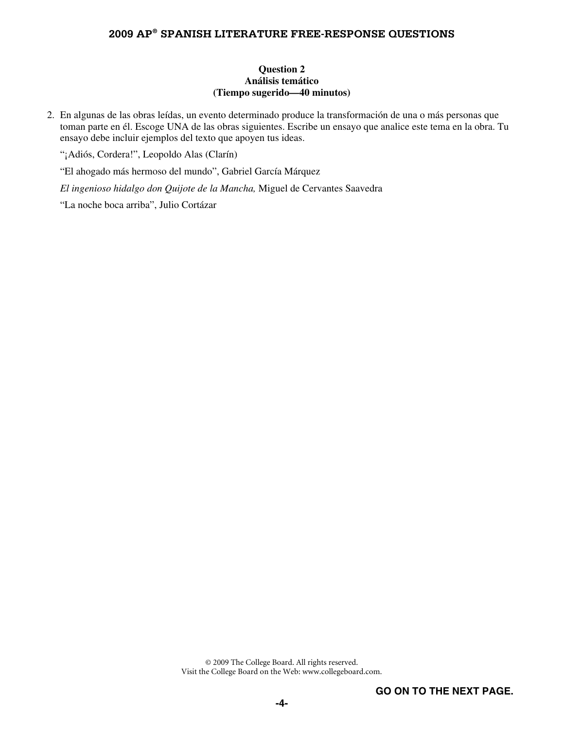**Question 2**
**Análisis temático**
**(Tiempo sugerido—40 minutos)**

2. En algunas de las obras leídas, un evento determinado produce la transformación de una o más personas que toman parte en él. Escoge UNA de las obras siguientes. Escribe un ensayo que analice este tema en la obra. Tu ensayo debe incluir ejemplos del texto que apoyen tus ideas.

   "¡Adiós, Cordera!", Leopoldo Alas (Clarín)

   "El ahogado más hermoso del mundo", Gabriel García Márquez

   *El ingenioso hidalgo don Quijote de la Mancha,* Miguel de Cervantes Saavedra

   "La noche boca arriba", Julio Cortázar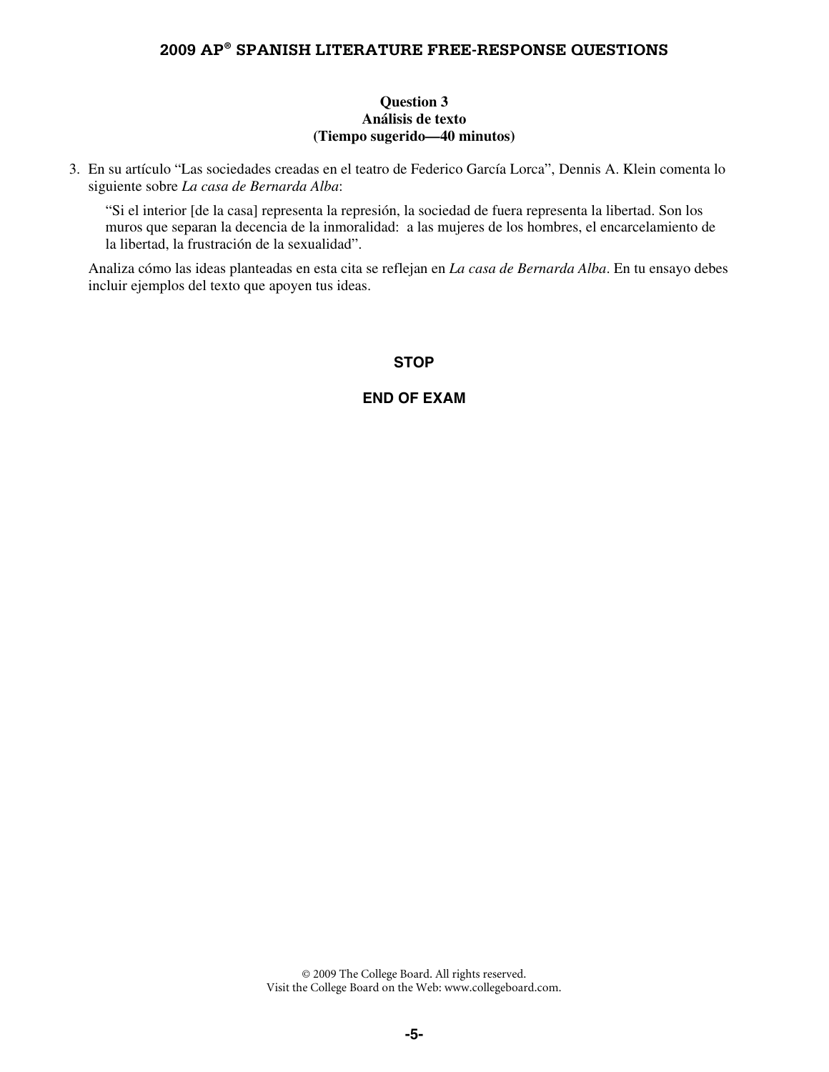**Question 3**
**Análisis de texto**
**(Tiempo sugerido—40 minutos)**

3. En su artículo "Las sociedades creadas en el teatro de Federico García Lorca", Dennis A. Klein comenta lo siguiente sobre *La casa de Bernarda Alba*:

   > "Si el interior [de la casa] representa la represión, la sociedad de fuera representa la libertad. Son los muros que separan la decencia de la inmoralidad: a las mujeres de los hombres, el encarcelamiento de la libertad, la frustración de la sexualidad".

   Analiza cómo las ideas planteadas en esta cita se reflejan en *La casa de Bernarda Alba*. En tu ensayo debes incluir ejemplos del texto que apoyen tus ideas.

**STOP**

**END OF EXAM**

© 2009 The College Board. All rights reserved.
Visit the College Board on the Web: www.collegeboard.com.